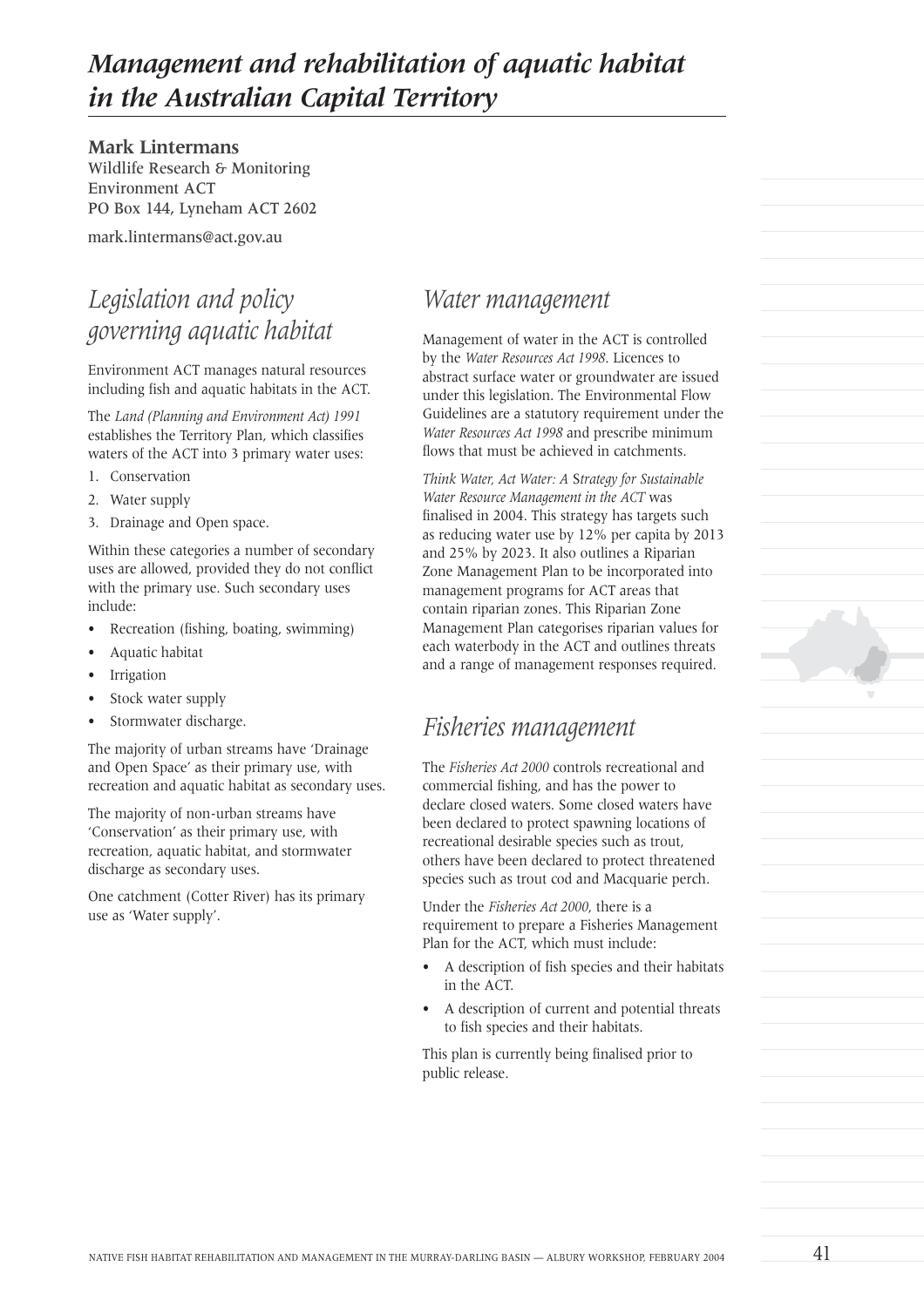# *Management and rehabilitation of aquatic habitat in the Australian Capital Territory*

**Mark Lintermans**
Wildlife Research & Monitoring
Environment ACT
PO Box 144, Lyneham ACT 2602

mark.lintermans@act.gov.au

## *Legislation and policy governing aquatic habitat*

Environment ACT manages natural resources including fish and aquatic habitats in the ACT.

The *Land (Planning and Environment Act) 1991* establishes the Territory Plan, which classifies waters of the ACT into 3 primary water uses:

1. Conservation
2. Water supply
3. Drainage and Open space.

Within these categories a number of secondary uses are allowed, provided they do not conflict with the primary use. Such secondary uses include:

- Recreation (fishing, boating, swimming)
- Aquatic habitat
- Irrigation
- Stock water supply
- Stormwater discharge.

The majority of urban streams have 'Drainage and Open Space' as their primary use, with recreation and aquatic habitat as secondary uses.

The majority of non-urban streams have 'Conservation' as their primary use, with recreation, aquatic habitat, and stormwater discharge as secondary uses.

One catchment (Cotter River) has its primary use as 'Water supply'.

## *Water management*

Management of water in the ACT is controlled by the *Water Resources Act 1998*. Licences to abstract surface water or groundwater are issued under this legislation. The Environmental Flow Guidelines are a statutory requirement under the *Water Resources Act 1998* and prescribe minimum flows that must be achieved in catchments.

*Think Water, Act Water: A Strategy for Sustainable Water Resource Management in the ACT* was finalised in 2004. This strategy has targets such as reducing water use by 12% per capita by 2013 and 25% by 2023. It also outlines a Riparian Zone Management Plan to be incorporated into management programs for ACT areas that contain riparian zones. This Riparian Zone Management Plan categorises riparian values for each waterbody in the ACT and outlines threats and a range of management responses required.

## *Fisheries management*

The *Fisheries Act 2000* controls recreational and commercial fishing, and has the power to declare closed waters. Some closed waters have been declared to protect spawning locations of recreational desirable species such as trout, others have been declared to protect threatened species such as trout cod and Macquarie perch.

Under the *Fisheries Act 2000*, there is a requirement to prepare a Fisheries Management Plan for the ACT, which must include:

- A description of fish species and their habitats in the ACT.
- A description of current and potential threats to fish species and their habitats.

This plan is currently being finalised prior to public release.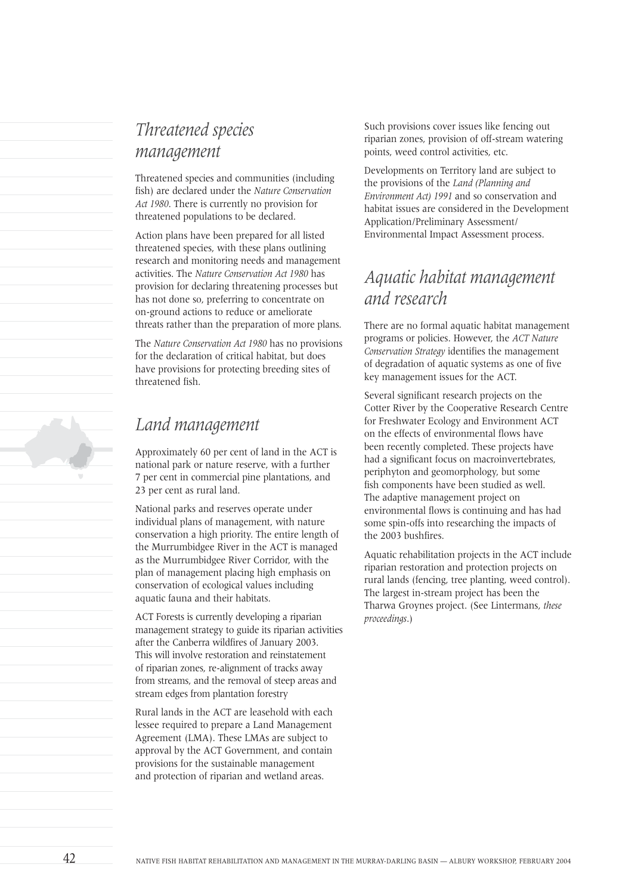## *Threatened species management*

Threatened species and communities (including fish) are declared under the *Nature Conservation Act 1980*. There is currently no provision for threatened populations to be declared.

Action plans have been prepared for all listed threatened species, with these plans outlining research and monitoring needs and management activities. The *Nature Conservation Act 1980* has provision for declaring threatening processes but has not done so, preferring to concentrate on on-ground actions to reduce or ameliorate threats rather than the preparation of more plans.

The *Nature Conservation Act 1980* has no provisions for the declaration of critical habitat, but does have provisions for protecting breeding sites of threatened fish.

## *Land management*

Approximately 60 per cent of land in the ACT is national park or nature reserve, with a further 7 per cent in commercial pine plantations, and 23 per cent as rural land.

National parks and reserves operate under individual plans of management, with nature conservation a high priority. The entire length of the Murrumbidgee River in the ACT is managed as the Murrumbidgee River Corridor, with the plan of management placing high emphasis on conservation of ecological values including aquatic fauna and their habitats.

ACT Forests is currently developing a riparian management strategy to guide its riparian activities after the Canberra wildfires of January 2003. This will involve restoration and reinstatement of riparian zones, re-alignment of tracks away from streams, and the removal of steep areas and stream edges from plantation forestry

Rural lands in the ACT are leasehold with each lessee required to prepare a Land Management Agreement (LMA). These LMAs are subject to approval by the ACT Government, and contain provisions for the sustainable management and protection of riparian and wetland areas. Such provisions cover issues like fencing out riparian zones, provision of off-stream watering points, weed control activities, etc.

Developments on Territory land are subject to the provisions of the *Land (Planning and Environment Act) 1991* and so conservation and habitat issues are considered in the Development Application/Preliminary Assessment/ Environmental Impact Assessment process.

## *Aquatic habitat management and research*

There are no formal aquatic habitat management programs or policies. However, the *ACT Nature Conservation Strategy* identifies the management of degradation of aquatic systems as one of five key management issues for the ACT.

Several significant research projects on the Cotter River by the Cooperative Research Centre for Freshwater Ecology and Environment ACT on the effects of environmental flows have been recently completed. These projects have had a significant focus on macroinvertebrates, periphyton and geomorphology, but some fish components have been studied as well. The adaptive management project on environmental flows is continuing and has had some spin-offs into researching the impacts of the 2003 bushfires.

Aquatic rehabilitation projects in the ACT include riparian restoration and protection projects on rural lands (fencing, tree planting, weed control). The largest in-stream project has been the Tharwa Groynes project. (See Lintermans, *these proceedings*.)